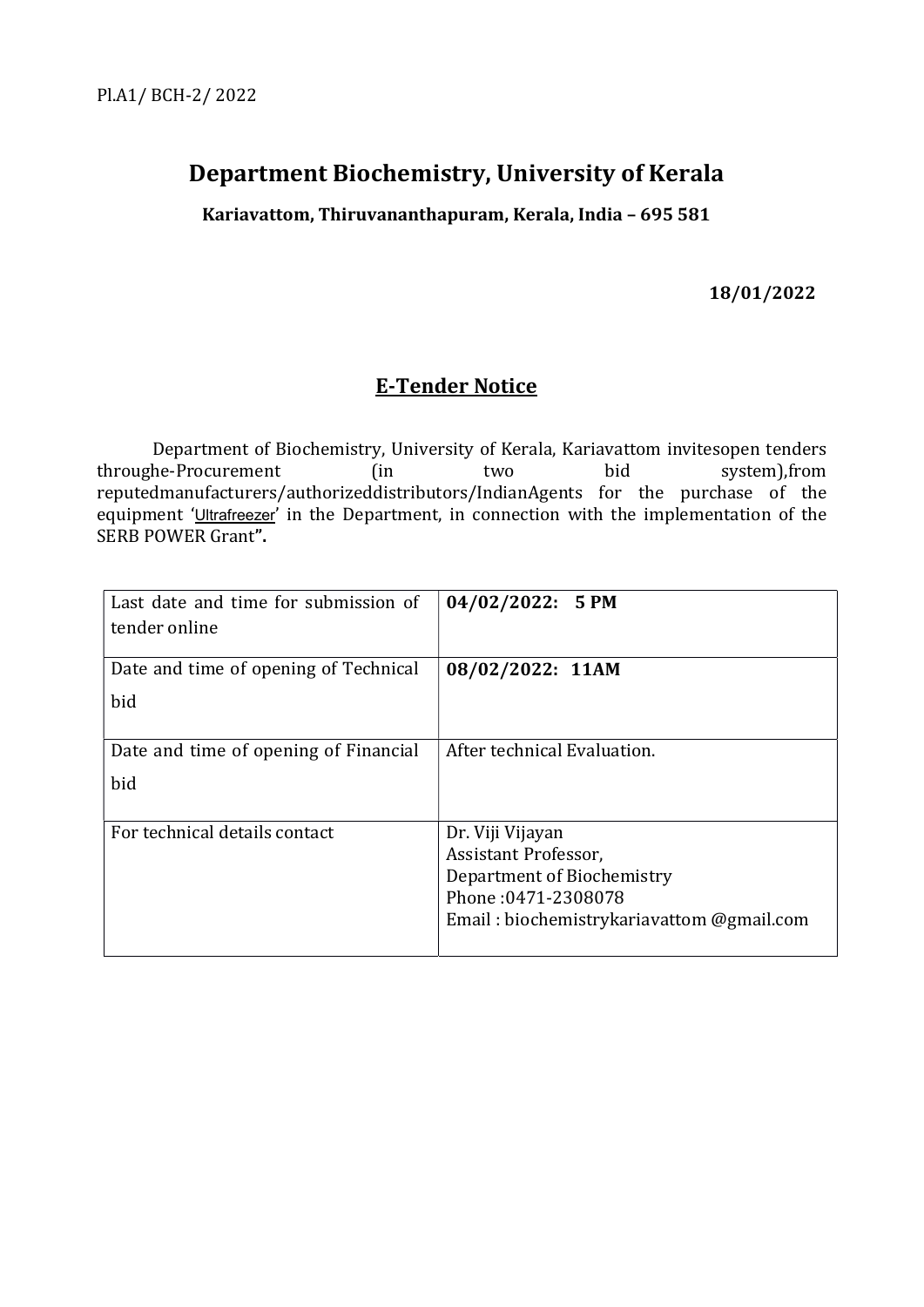Pl.A1/ BCH-2/ 2022

# Department Biochemistry, University of Kerala

**Kariavattom, Thiruvananthapuram, Kerala, India – 695 581**

**18/01/2022**

## E-Tender Notice

Department of Biochemistry, University of Kerala, Kariavattom invitesopen tenders throughe-Procurement (in two bid system),from reputedmanufacturers/authorizeddistributors/IndianAgents for the purchase of the equipment 'Ultrafreezer' in the Department, in connection with the implementation of the SERB POWER Grant**".**

| | |
|---|---|
| Last date and time for submission of tender online | **04/02/2022: 5 PM** |
| Date and time of opening of Technical bid | **08/02/2022: 11AM** |
| Date and time of opening of Financial bid | After technical Evaluation. |
| For technical details contact | Dr. Viji Vijayan<br>Assistant Professor,<br>Department of Biochemistry<br>Phone :0471-2308078<br>Email : biochemistrykariavattom @gmail.com |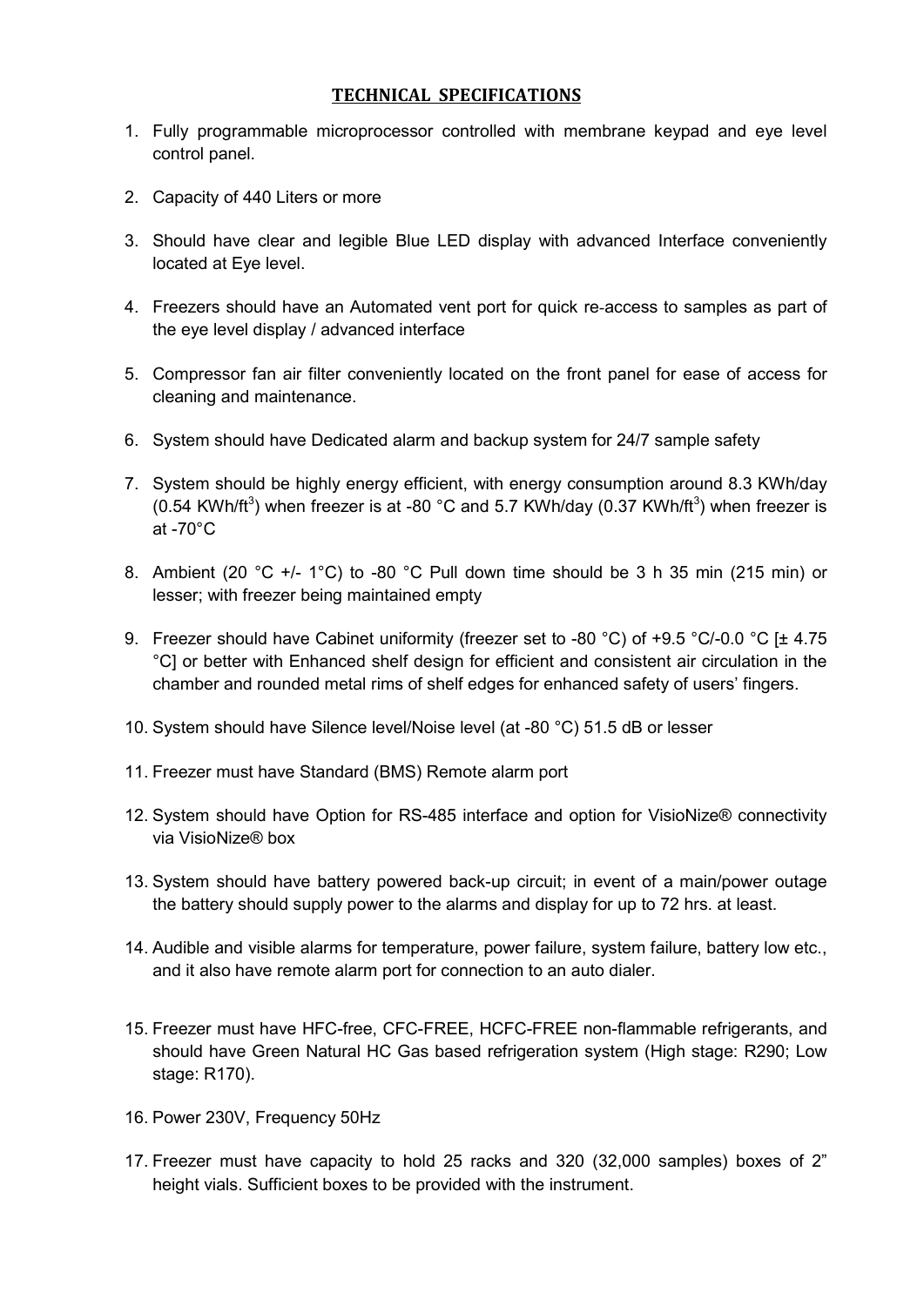## TECHNICAL SPECIFICATIONS

1. Fully programmable microprocessor controlled with membrane keypad and eye level control panel.

2. Capacity of 440 Liters or more

3. Should have clear and legible Blue LED display with advanced Interface conveniently located at Eye level.

4. Freezers should have an Automated vent port for quick re-access to samples as part of the eye level display / advanced interface

5. Compressor fan air filter conveniently located on the front panel for ease of access for cleaning and maintenance.

6. System should have Dedicated alarm and backup system for 24/7 sample safety

7. System should be highly energy efficient, with energy consumption around 8.3 KWh/day (0.54 KWh/ft$^3$) when freezer is at -80 °C and 5.7 KWh/day (0.37 KWh/ft$^3$) when freezer is at -70°C

8. Ambient (20 °C +/- 1°C) to -80 °C Pull down time should be 3 h 35 min (215 min) or lesser; with freezer being maintained empty

9. Freezer should have Cabinet uniformity (freezer set to -80 °C) of +9.5 °C/-0.0 °C [± 4.75 °C] or better with Enhanced shelf design for efficient and consistent air circulation in the chamber and rounded metal rims of shelf edges for enhanced safety of users' fingers.

10. System should have Silence level/Noise level (at -80 °C) 51.5 dB or lesser

11. Freezer must have Standard (BMS) Remote alarm port

12. System should have Option for RS-485 interface and option for VisioNize® connectivity via VisioNize® box

13. System should have battery powered back-up circuit; in event of a main/power outage the battery should supply power to the alarms and display for up to 72 hrs. at least.

14. Audible and visible alarms for temperature, power failure, system failure, battery low etc., and it also have remote alarm port for connection to an auto dialer.

15. Freezer must have HFC-free, CFC-FREE, HCFC-FREE non-flammable refrigerants, and should have Green Natural HC Gas based refrigeration system (High stage: R290; Low stage: R170).

16. Power 230V, Frequency 50Hz

17. Freezer must have capacity to hold 25 racks and 320 (32,000 samples) boxes of 2" height vials. Sufficient boxes to be provided with the instrument.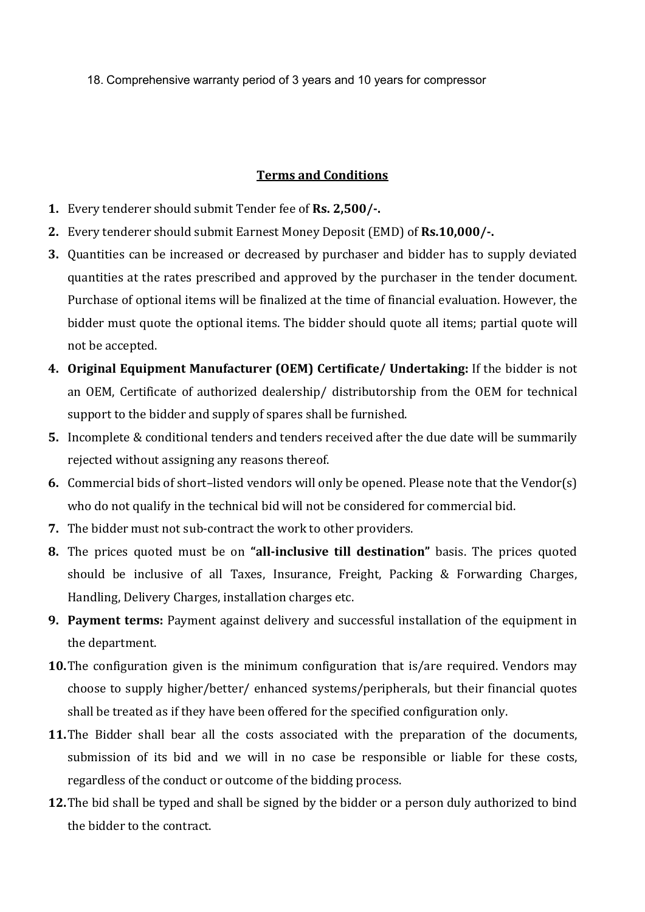18. Comprehensive warranty period of 3 years and 10 years for compressor

## Terms and Conditions

1. Every tenderer should submit Tender fee of **Rs. 2,500/-.**
2. Every tenderer should submit Earnest Money Deposit (EMD) of **Rs.10,000/-.**
3. Quantities can be increased or decreased by purchaser and bidder has to supply deviated quantities at the rates prescribed and approved by the purchaser in the tender document. Purchase of optional items will be finalized at the time of financial evaluation. However, the bidder must quote the optional items. The bidder should quote all items; partial quote will not be accepted.
4. **Original Equipment Manufacturer (OEM) Certificate/ Undertaking:** If the bidder is not an OEM, Certificate of authorized dealership/ distributorship from the OEM for technical support to the bidder and supply of spares shall be furnished.
5. Incomplete & conditional tenders and tenders received after the due date will be summarily rejected without assigning any reasons thereof.
6. Commercial bids of short–listed vendors will only be opened. Please note that the Vendor(s) who do not qualify in the technical bid will not be considered for commercial bid.
7. The bidder must not sub-contract the work to other providers.
8. The prices quoted must be on **"all-inclusive till destination"** basis. The prices quoted should be inclusive of all Taxes, Insurance, Freight, Packing & Forwarding Charges, Handling, Delivery Charges, installation charges etc.
9. **Payment terms:** Payment against delivery and successful installation of the equipment in the department.
10. The configuration given is the minimum configuration that is/are required. Vendors may choose to supply higher/better/ enhanced systems/peripherals, but their financial quotes shall be treated as if they have been offered for the specified configuration only.
11. The Bidder shall bear all the costs associated with the preparation of the documents, submission of its bid and we will in no case be responsible or liable for these costs, regardless of the conduct or outcome of the bidding process.
12. The bid shall be typed and shall be signed by the bidder or a person duly authorized to bind the bidder to the contract.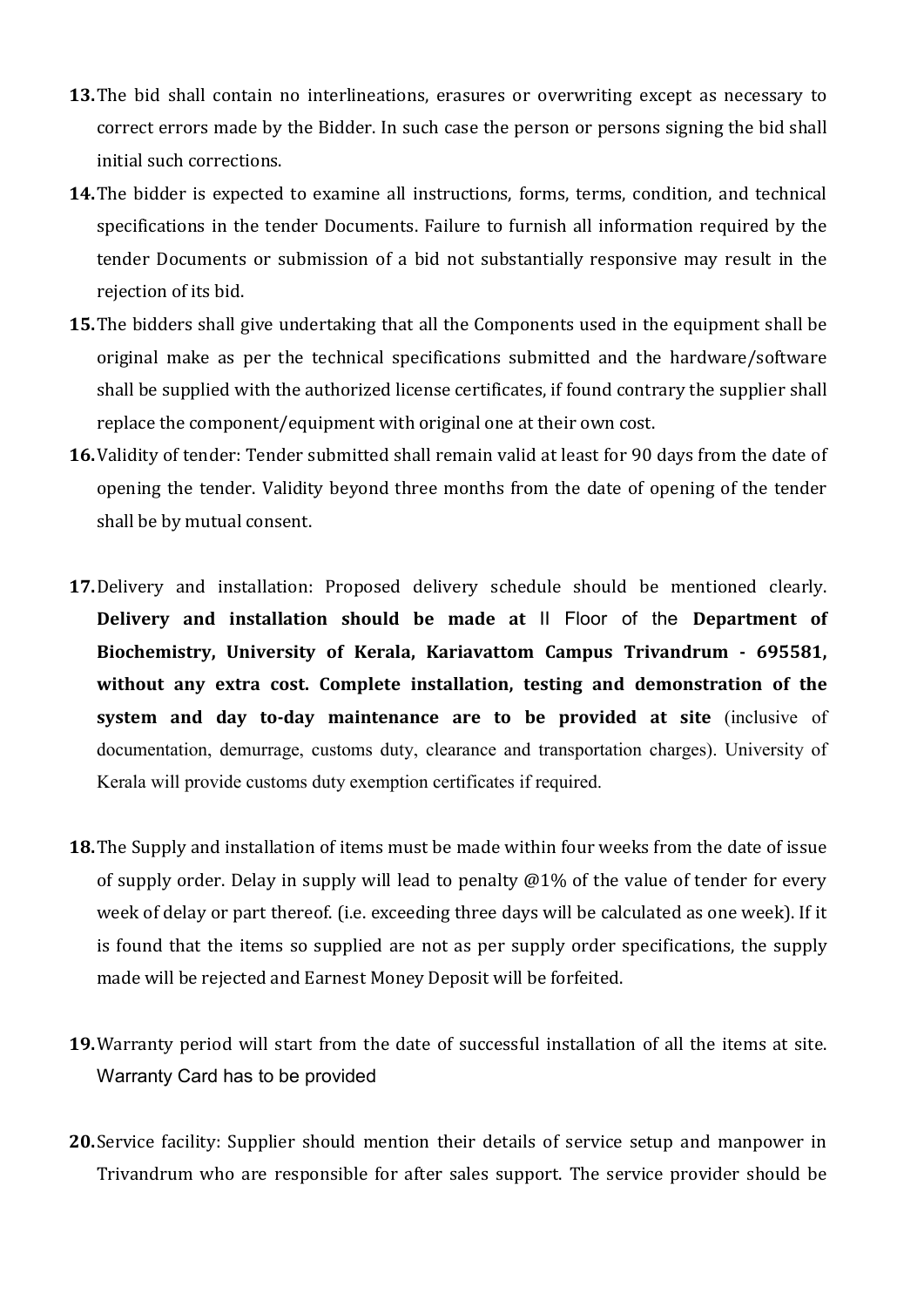13. The bid shall contain no interlineations, erasures or overwriting except as necessary to correct errors made by the Bidder. In such case the person or persons signing the bid shall initial such corrections.

14. The bidder is expected to examine all instructions, forms, terms, condition, and technical specifications in the tender Documents. Failure to furnish all information required by the tender Documents or submission of a bid not substantially responsive may result in the rejection of its bid.

15. The bidders shall give undertaking that all the Components used in the equipment shall be original make as per the technical specifications submitted and the hardware/software shall be supplied with the authorized license certificates, if found contrary the supplier shall replace the component/equipment with original one at their own cost.

16. Validity of tender: Tender submitted shall remain valid at least for 90 days from the date of opening the tender. Validity beyond three months from the date of opening of the tender shall be by mutual consent.

17. Delivery and installation: Proposed delivery schedule should be mentioned clearly. **Delivery and installation should be made at** II Floor of the **Department of Biochemistry, University of Kerala, Kariavattom Campus Trivandrum - 695581, without any extra cost. Complete installation, testing and demonstration of the system and day to-day maintenance are to be provided at site** (inclusive of documentation, demurrage, customs duty, clearance and transportation charges). University of Kerala will provide customs duty exemption certificates if required.

18. The Supply and installation of items must be made within four weeks from the date of issue of supply order. Delay in supply will lead to penalty @1% of the value of tender for every week of delay or part thereof. (i.e. exceeding three days will be calculated as one week). If it is found that the items so supplied are not as per supply order specifications, the supply made will be rejected and Earnest Money Deposit will be forfeited.

19. Warranty period will start from the date of successful installation of all the items at site. Warranty Card has to be provided

20. Service facility: Supplier should mention their details of service setup and manpower in Trivandrum who are responsible for after sales support. The service provider should be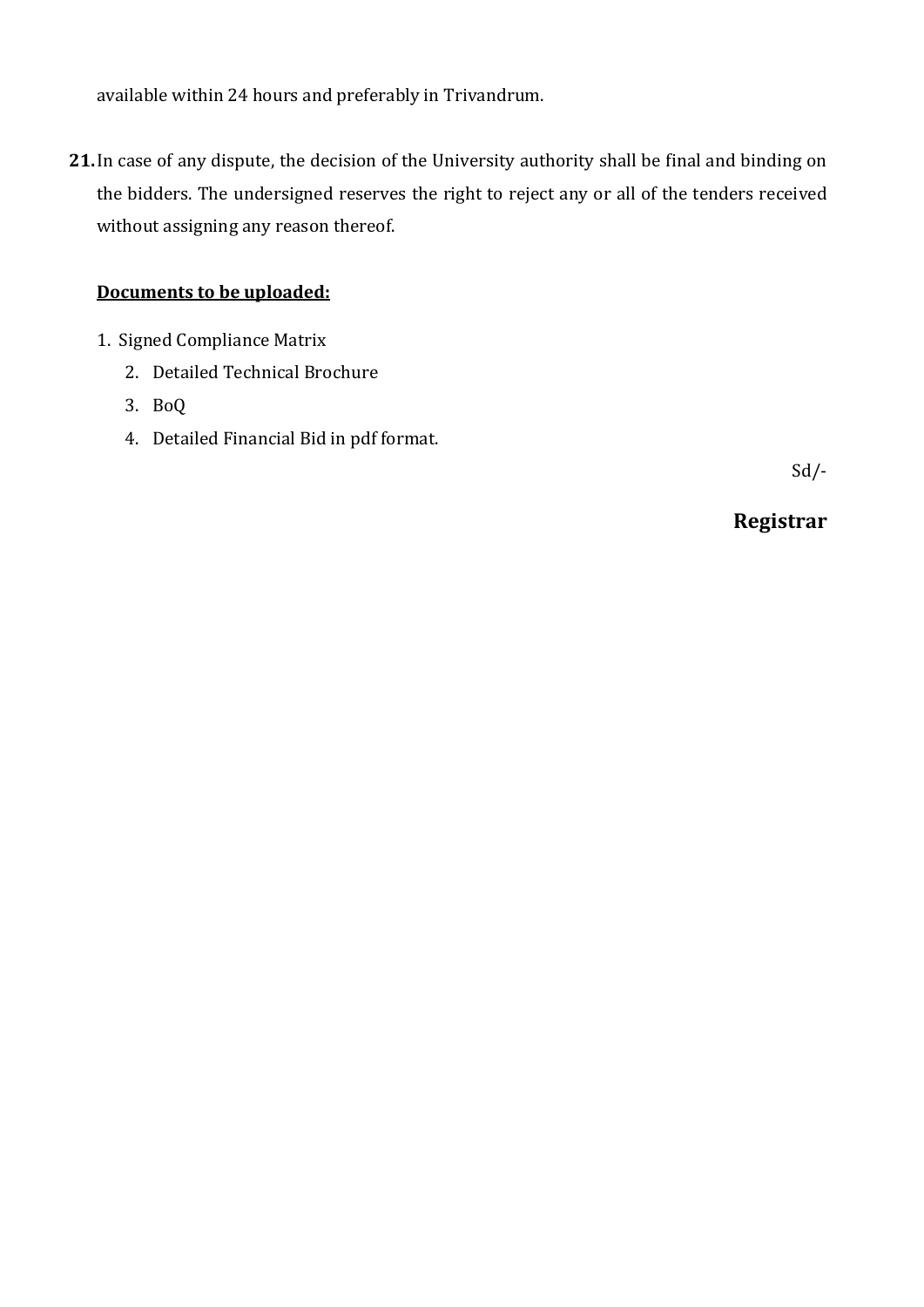available within 24 hours and preferably in Trivandrum.

21. In case of any dispute, the decision of the University authority shall be final and binding on the bidders. The undersigned reserves the right to reject any or all of the tenders received without assigning any reason thereof.

**Documents to be uploaded:**

1. Signed Compliance Matrix
2. Detailed Technical Brochure
3. BoQ
4. Detailed Financial Bid in pdf format.

Sd/-

**Registrar**